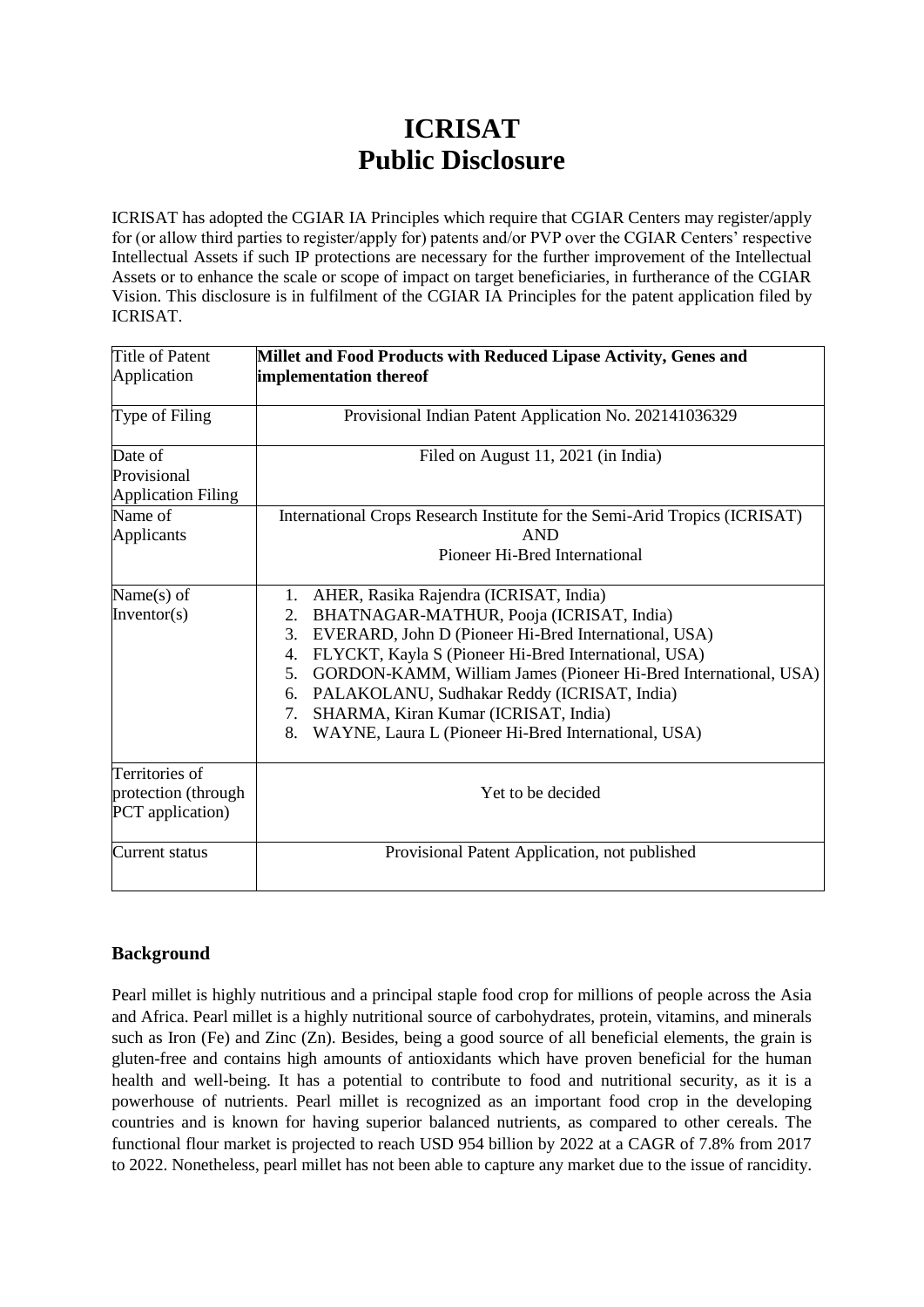# ICRISAT
# Public Disclosure

ICRISAT has adopted the CGIAR IA Principles which require that CGIAR Centers may register/apply for (or allow third parties to register/apply for) patents and/or PVP over the CGIAR Centers' respective Intellectual Assets if such IP protections are necessary for the further improvement of the Intellectual Assets or to enhance the scale or scope of impact on target beneficiaries, in furtherance of the CGIAR Vision. This disclosure is in fulfilment of the CGIAR IA Principles for the patent application filed by ICRISAT.

| | |
|---|---|
| Title of Patent Application | **Millet and Food Products with Reduced Lipase Activity, Genes and implementation thereof** |
| Type of Filing | Provisional Indian Patent Application No. 202141036329 |
| Date of Provisional Application Filing | Filed on August 11, 2021 (in India) |
| Name of Applicants | International Crops Research Institute for the Semi-Arid Tropics (ICRISAT) AND Pioneer Hi-Bred International |
| Name(s) of Inventor(s) | 1. AHER, Rasika Rajendra (ICRISAT, India)<br>2. BHATNAGAR-MATHUR, Pooja (ICRISAT, India)<br>3. EVERARD, John D (Pioneer Hi-Bred International, USA)<br>4. FLYCKT, Kayla S (Pioneer Hi-Bred International, USA)<br>5. GORDON-KAMM, William James (Pioneer Hi-Bred International, USA)<br>6. PALAKOLANU, Sudhakar Reddy (ICRISAT, India)<br>7. SHARMA, Kiran Kumar (ICRISAT, India)<br>8. WAYNE, Laura L (Pioneer Hi-Bred International, USA) |
| Territories of protection (through PCT application) | Yet to be decided |
| Current status | Provisional Patent Application, not published |

## Background

Pearl millet is highly nutritious and a principal staple food crop for millions of people across the Asia and Africa. Pearl millet is a highly nutritional source of carbohydrates, protein, vitamins, and minerals such as Iron (Fe) and Zinc (Zn). Besides, being a good source of all beneficial elements, the grain is gluten-free and contains high amounts of antioxidants which have proven beneficial for the human health and well-being. It has a potential to contribute to food and nutritional security, as it is a powerhouse of nutrients. Pearl millet is recognized as an important food crop in the developing countries and is known for having superior balanced nutrients, as compared to other cereals. The functional flour market is projected to reach USD 954 billion by 2022 at a CAGR of 7.8% from 2017 to 2022. Nonetheless, pearl millet has not been able to capture any market due to the issue of rancidity.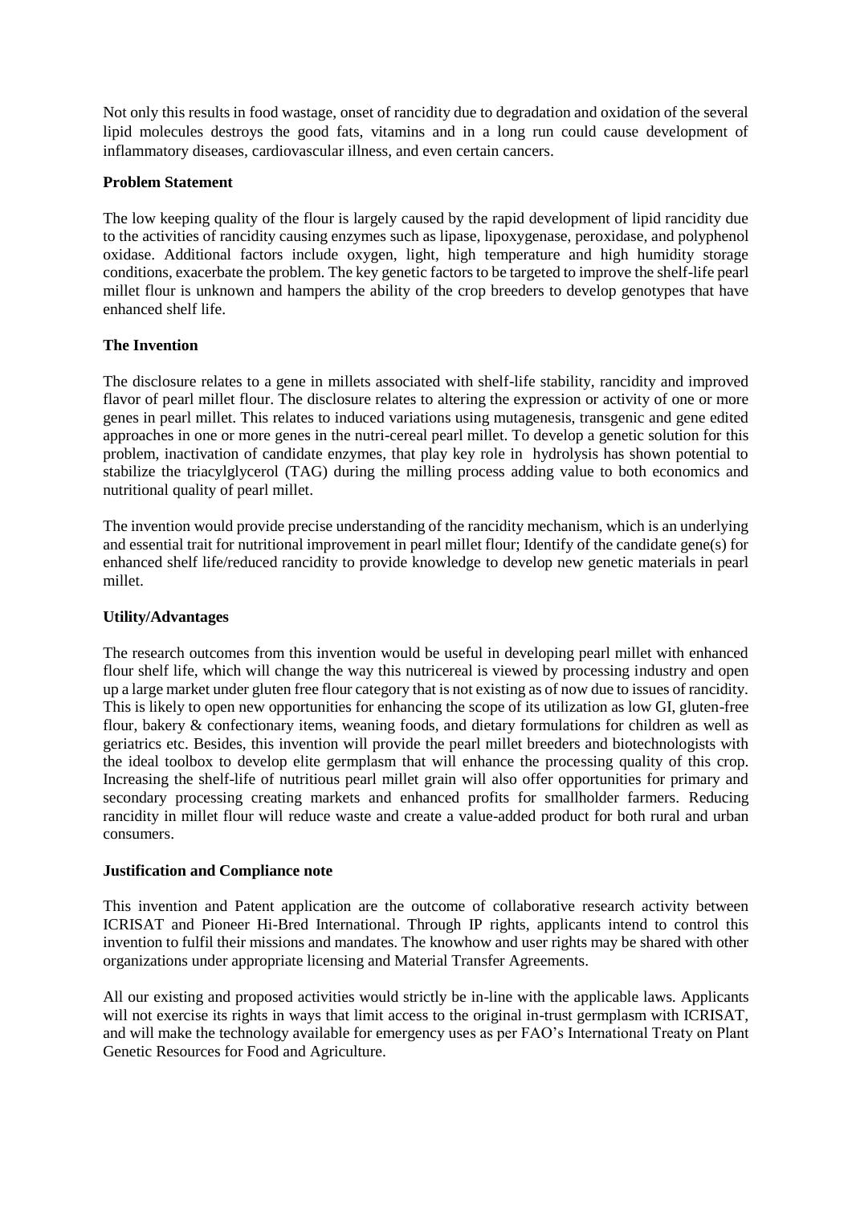Not only this results in food wastage, onset of rancidity due to degradation and oxidation of the several lipid molecules destroys the good fats, vitamins and in a long run could cause development of inflammatory diseases, cardiovascular illness, and even certain cancers.

**Problem Statement**

The low keeping quality of the flour is largely caused by the rapid development of lipid rancidity due to the activities of rancidity causing enzymes such as lipase, lipoxygenase, peroxidase, and polyphenol oxidase. Additional factors include oxygen, light, high temperature and high humidity storage conditions, exacerbate the problem. The key genetic factors to be targeted to improve the shelf-life pearl millet flour is unknown and hampers the ability of the crop breeders to develop genotypes that have enhanced shelf life.

**The Invention**

The disclosure relates to a gene in millets associated with shelf-life stability, rancidity and improved flavor of pearl millet flour. The disclosure relates to altering the expression or activity of one or more genes in pearl millet. This relates to induced variations using mutagenesis, transgenic and gene edited approaches in one or more genes in the nutri-cereal pearl millet. To develop a genetic solution for this problem, inactivation of candidate enzymes, that play key role in hydrolysis has shown potential to stabilize the triacylglycerol (TAG) during the milling process adding value to both economics and nutritional quality of pearl millet.

The invention would provide precise understanding of the rancidity mechanism, which is an underlying and essential trait for nutritional improvement in pearl millet flour; Identify of the candidate gene(s) for enhanced shelf life/reduced rancidity to provide knowledge to develop new genetic materials in pearl millet.

**Utility/Advantages**

The research outcomes from this invention would be useful in developing pearl millet with enhanced flour shelf life, which will change the way this nutricereal is viewed by processing industry and open up a large market under gluten free flour category that is not existing as of now due to issues of rancidity. This is likely to open new opportunities for enhancing the scope of its utilization as low GI, gluten-free flour, bakery & confectionary items, weaning foods, and dietary formulations for children as well as geriatrics etc. Besides, this invention will provide the pearl millet breeders and biotechnologists with the ideal toolbox to develop elite germplasm that will enhance the processing quality of this crop. Increasing the shelf-life of nutritious pearl millet grain will also offer opportunities for primary and secondary processing creating markets and enhanced profits for smallholder farmers. Reducing rancidity in millet flour will reduce waste and create a value-added product for both rural and urban consumers.

**Justification and Compliance note**

This invention and Patent application are the outcome of collaborative research activity between ICRISAT and Pioneer Hi-Bred International. Through IP rights, applicants intend to control this invention to fulfil their missions and mandates. The knowhow and user rights may be shared with other organizations under appropriate licensing and Material Transfer Agreements.

All our existing and proposed activities would strictly be in-line with the applicable laws. Applicants will not exercise its rights in ways that limit access to the original in-trust germplasm with ICRISAT, and will make the technology available for emergency uses as per FAO's International Treaty on Plant Genetic Resources for Food and Agriculture.